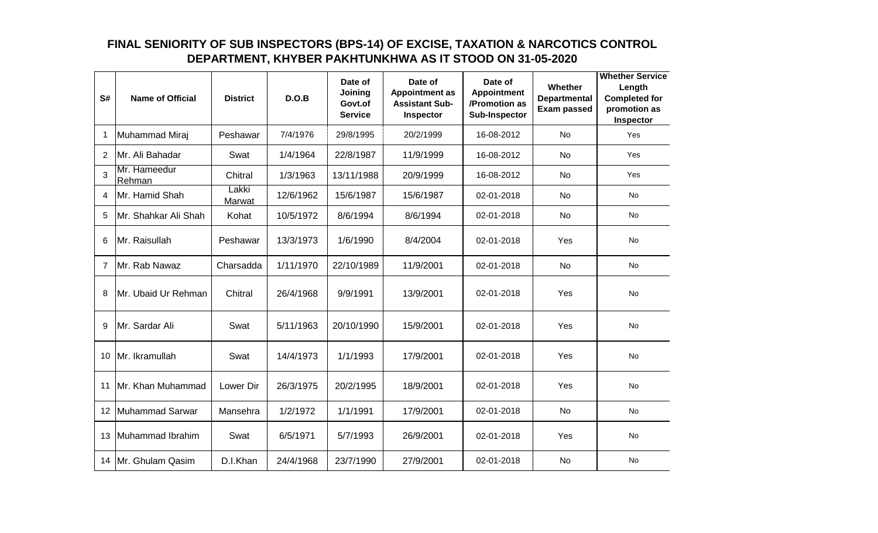**FINAL SENIORITY OF SUB INSPECTORS (BPS-14) OF EXCISE, TAXATION & NARCOTICS CONTROL DEPARTMENT, KHYBER PAKHTUNKHWA AS IT STOOD ON 31-05-2020**

| S# | Name of Official | District | D.O.B | Date of Joining Govt.of Service | Date of Appointment as Assistant Sub-Inspector | Date of Appointment /Promotion as Sub-Inspector | Whether Departmental Exam passed | Whether Service Length Completed for promotion as Inspector |
|---|---|---|---|---|---|---|---|---|
| 1 | Muhammad Miraj | Peshawar | 7/4/1976 | 29/8/1995 | 20/2/1999 | 16-08-2012 | No | Yes |
| 2 | Mr. Ali Bahadar | Swat | 1/4/1964 | 22/8/1987 | 11/9/1999 | 16-08-2012 | No | Yes |
| 3 | Mr. Hameedur Rehman | Chitral | 1/3/1963 | 13/11/1988 | 20/9/1999 | 16-08-2012 | No | Yes |
| 4 | Mr. Hamid Shah | Lakki Marwat | 12/6/1962 | 15/6/1987 | 15/6/1987 | 02-01-2018 | No | No |
| 5 | Mr. Shahkar Ali Shah | Kohat | 10/5/1972 | 8/6/1994 | 8/6/1994 | 02-01-2018 | No | No |
| 6 | Mr. Raisullah | Peshawar | 13/3/1973 | 1/6/1990 | 8/4/2004 | 02-01-2018 | Yes | No |
| 7 | Mr. Rab Nawaz | Charsadda | 1/11/1970 | 22/10/1989 | 11/9/2001 | 02-01-2018 | No | No |
| 8 | Mr. Ubaid Ur Rehman | Chitral | 26/4/1968 | 9/9/1991 | 13/9/2001 | 02-01-2018 | Yes | No |
| 9 | Mr. Sardar Ali | Swat | 5/11/1963 | 20/10/1990 | 15/9/2001 | 02-01-2018 | Yes | No |
| 10 | Mr. Ikramullah | Swat | 14/4/1973 | 1/1/1993 | 17/9/2001 | 02-01-2018 | Yes | No |
| 11 | Mr. Khan Muhammad | Lower Dir | 26/3/1975 | 20/2/1995 | 18/9/2001 | 02-01-2018 | Yes | No |
| 12 | Muhammad Sarwar | Mansehra | 1/2/1972 | 1/1/1991 | 17/9/2001 | 02-01-2018 | No | No |
| 13 | Muhammad Ibrahim | Swat | 6/5/1971 | 5/7/1993 | 26/9/2001 | 02-01-2018 | Yes | No |
| 14 | Mr. Ghulam Qasim | D.I.Khan | 24/4/1968 | 23/7/1990 | 27/9/2001 | 02-01-2018 | No | No |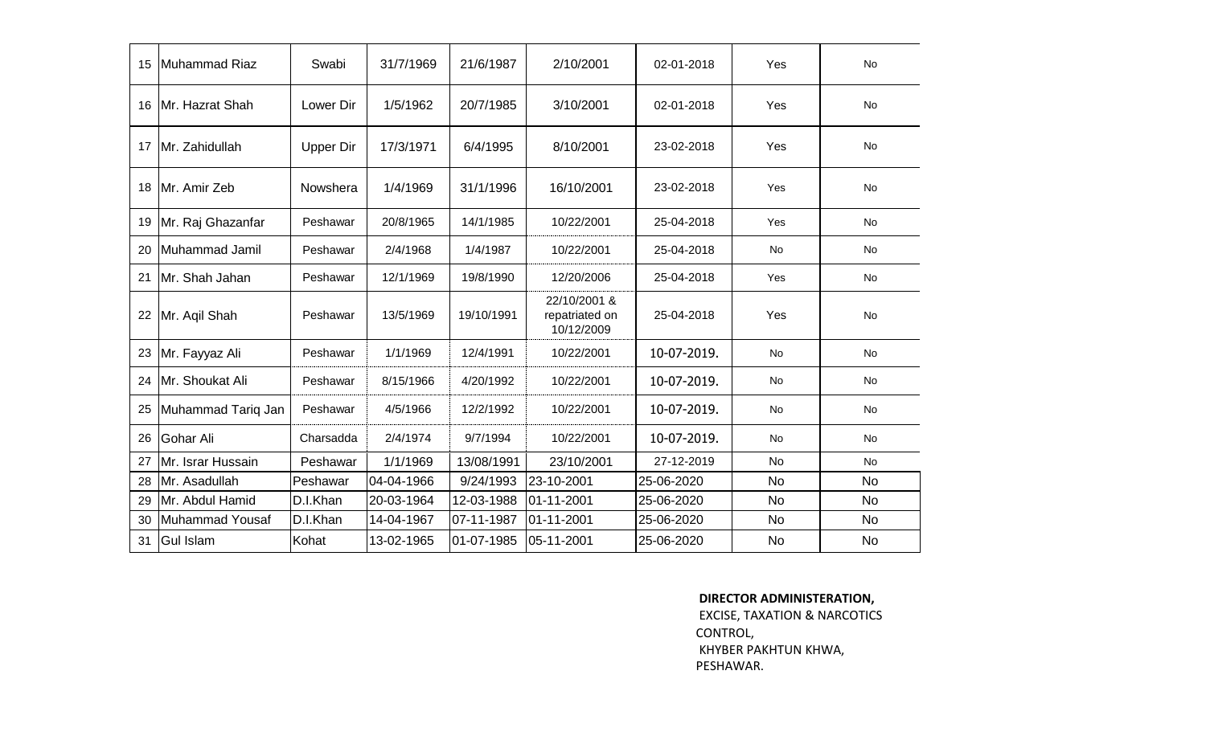| | | | | | | | | |
|---|---|---|---|---|---|---|---|---|
| 15 | Muhammad Riaz | Swabi | 31/7/1969 | 21/6/1987 | 2/10/2001 | 02-01-2018 | Yes | No |
| 16 | Mr. Hazrat Shah | Lower Dir | 1/5/1962 | 20/7/1985 | 3/10/2001 | 02-01-2018 | Yes | No |
| 17 | Mr. Zahidullah | Upper Dir | 17/3/1971 | 6/4/1995 | 8/10/2001 | 23-02-2018 | Yes | No |
| 18 | Mr. Amir Zeb | Nowshera | 1/4/1969 | 31/1/1996 | 16/10/2001 | 23-02-2018 | Yes | No |
| 19 | Mr. Raj Ghazanfar | Peshawar | 20/8/1965 | 14/1/1985 | 10/22/2001 | 25-04-2018 | Yes | No |
| 20 | Muhammad Jamil | Peshawar | 2/4/1968 | 1/4/1987 | 10/22/2001 | 25-04-2018 | No | No |
| 21 | Mr. Shah Jahan | Peshawar | 12/1/1969 | 19/8/1990 | 12/20/2006 | 25-04-2018 | Yes | No |
| 22 | Mr. Aqil Shah | Peshawar | 13/5/1969 | 19/10/1991 | 22/10/2001 & repatriated on 10/12/2009 | 25-04-2018 | Yes | No |
| 23 | Mr. Fayyaz Ali | Peshawar | 1/1/1969 | 12/4/1991 | 10/22/2001 | 10-07-2019. | No | No |
| 24 | Mr. Shoukat Ali | Peshawar | 8/15/1966 | 4/20/1992 | 10/22/2001 | 10-07-2019. | No | No |
| 25 | Muhammad Tariq Jan | Peshawar | 4/5/1966 | 12/2/1992 | 10/22/2001 | 10-07-2019. | No | No |
| 26 | Gohar Ali | Charsadda | 2/4/1974 | 9/7/1994 | 10/22/2001 | 10-07-2019. | No | No |
| 27 | Mr. Israr Hussain | Peshawar | 1/1/1969 | 13/08/1991 | 23/10/2001 | 27-12-2019 | No | No |
| 28 | Mr. Asadullah | Peshawar | 04-04-1966 | 9/24/1993 | 23-10-2001 | 25-06-2020 | No | No |
| 29 | Mr. Abdul Hamid | D.I.Khan | 20-03-1964 | 12-03-1988 | 01-11-2001 | 25-06-2020 | No | No |
| 30 | Muhammad Yousaf | D.I.Khan | 14-04-1967 | 07-11-1987 | 01-11-2001 | 25-06-2020 | No | No |
| 31 | Gul Islam | Kohat | 13-02-1965 | 01-07-1985 | 05-11-2001 | 25-06-2020 | No | No |

**DIRECTOR ADMINISTERATION,**
EXCISE, TAXATION & NARCOTICS CONTROL,
KHYBER PAKHTUN KHWA,
PESHAWAR.